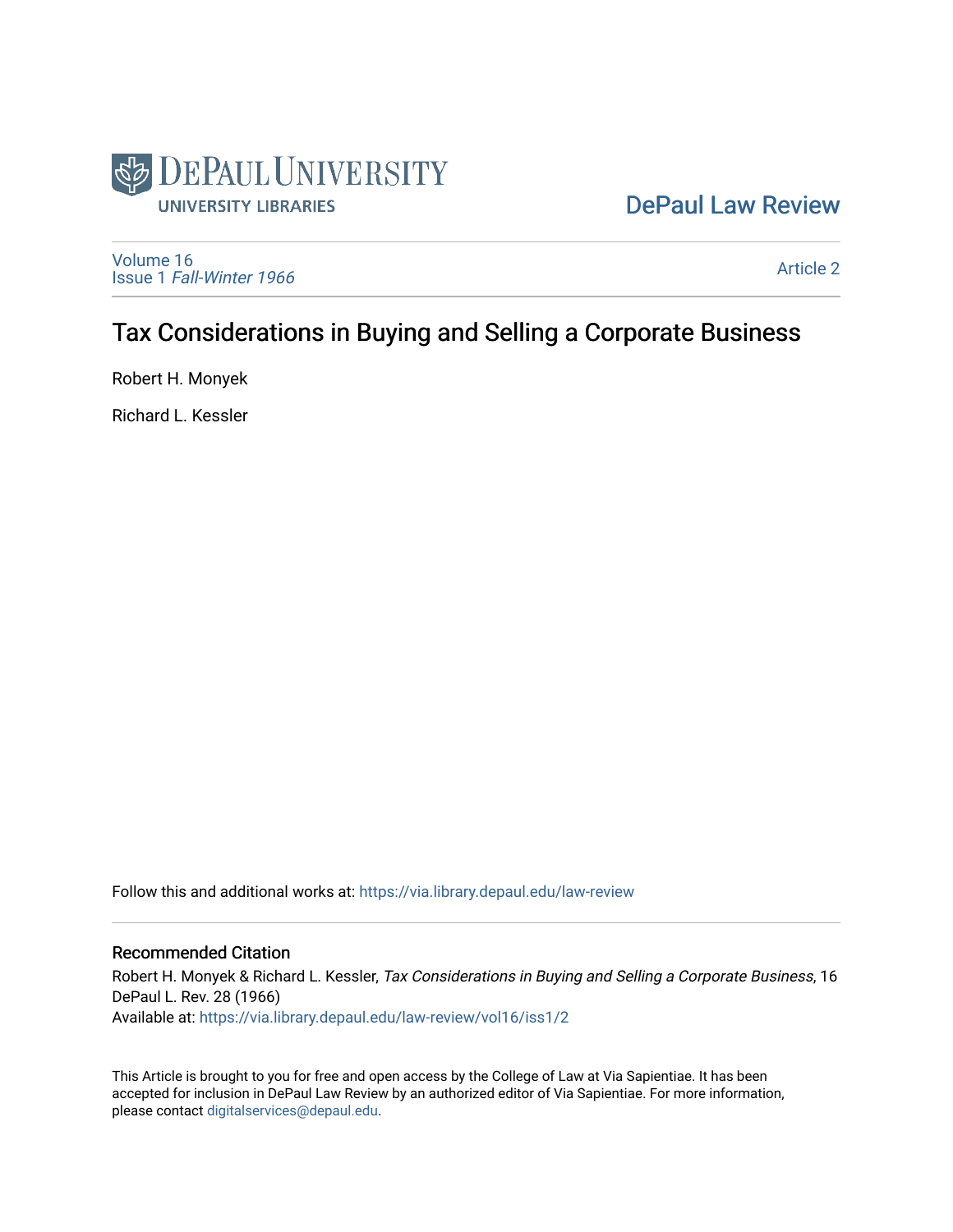DePaul University
University Libraries

DePaul Law Review

Volume 16
Issue 1 *Fall-Winter 1966*

Article 2

# Tax Considerations in Buying and Selling a Corporate Business

Robert H. Monyek

Richard L. Kessler

Follow this and additional works at: https://via.library.depaul.edu/law-review

## Recommended Citation

Robert H. Monyek & Richard L. Kessler, *Tax Considerations in Buying and Selling a Corporate Business*, 16 DePaul L. Rev. 28 (1966)
Available at: https://via.library.depaul.edu/law-review/vol16/iss1/2

This Article is brought to you for free and open access by the College of Law at Via Sapientiae. It has been accepted for inclusion in DePaul Law Review by an authorized editor of Via Sapientiae. For more information, please contact digitalservices@depaul.edu.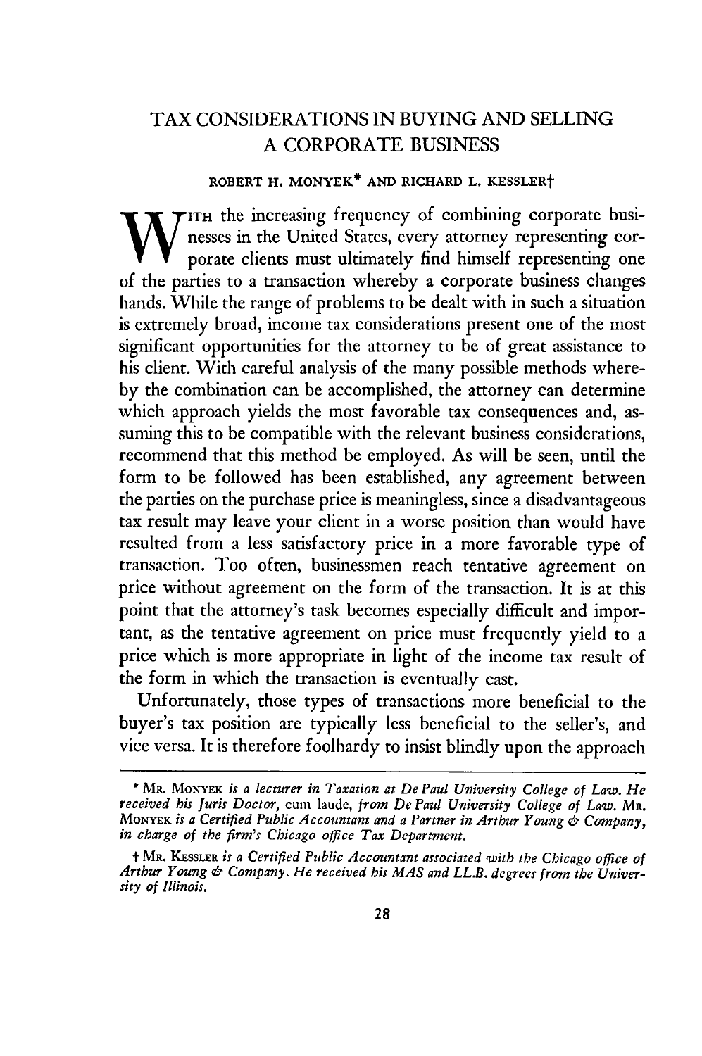# TAX CONSIDERATIONS IN BUYING AND SELLING A CORPORATE BUSINESS

ROBERT H. MONYEK* AND RICHARD L. KESSLER†

With the increasing frequency of combining corporate businesses in the United States, every attorney representing corporate clients must ultimately find himself representing one of the parties to a transaction whereby a corporate business changes hands. While the range of problems to be dealt with in such a situation is extremely broad, income tax considerations present one of the most significant opportunities for the attorney to be of great assistance to his client. With careful analysis of the many possible methods whereby the combination can be accomplished, the attorney can determine which approach yields the most favorable tax consequences and, assuming this to be compatible with the relevant business considerations, recommend that this method be employed. As will be seen, until the form to be followed has been established, any agreement between the parties on the purchase price is meaningless, since a disadvantageous tax result may leave your client in a worse position than would have resulted from a less satisfactory price in a more favorable type of transaction. Too often, businessmen reach tentative agreement on price without agreement on the form of the transaction. It is at this point that the attorney's task becomes especially difficult and important, as the tentative agreement on price must frequently yield to a price which is more appropriate in light of the income tax result of the form in which the transaction is eventually cast.

Unfortunately, those types of transactions more beneficial to the buyer's tax position are typically less beneficial to the seller's, and vice versa. It is therefore foolhardy to insist blindly upon the approach

---

\* MR. MONYEK *is a lecturer in Taxation at De Paul University College of Law. He received his Juris Doctor,* cum laude, *from De Paul University College of Law.* MR. MONYEK *is a Certified Public Accountant and a Partner in Arthur Young & Company, in charge of the firm's Chicago office Tax Department.*

† MR. KESSLER *is a Certified Public Accountant associated with the Chicago office of Arthur Young & Company. He received his MAS and LL.B. degrees from the University of Illinois.*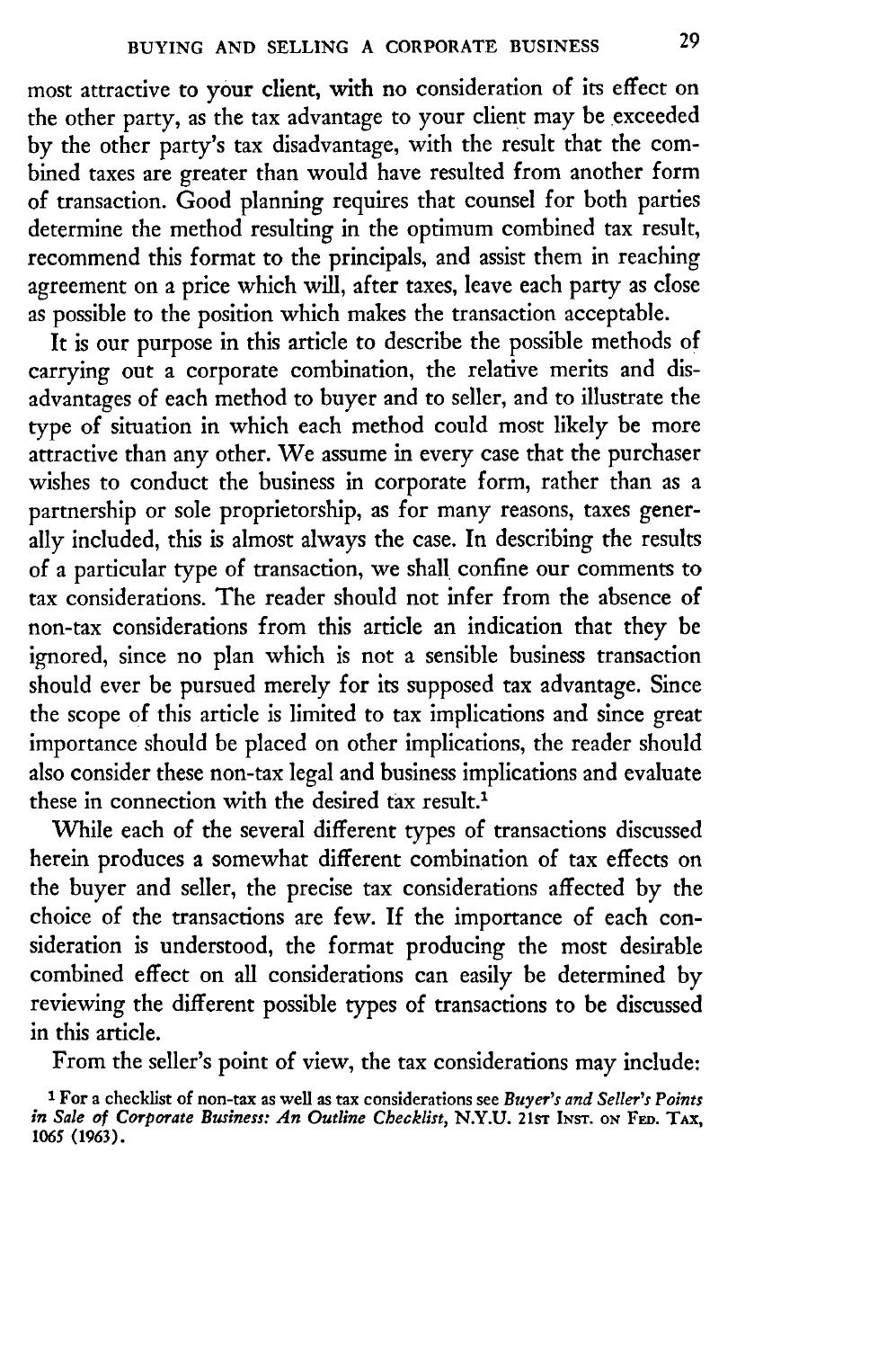most attractive to your client, with no consideration of its effect on the other party, as the tax advantage to your client may be exceeded by the other party's tax disadvantage, with the result that the combined taxes are greater than would have resulted from another form of transaction. Good planning requires that counsel for both parties determine the method resulting in the optimum combined tax result, recommend this format to the principals, and assist them in reaching agreement on a price which will, after taxes, leave each party as close as possible to the position which makes the transaction acceptable.

It is our purpose in this article to describe the possible methods of carrying out a corporate combination, the relative merits and disadvantages of each method to buyer and to seller, and to illustrate the type of situation in which each method could most likely be more attractive than any other. We assume in every case that the purchaser wishes to conduct the business in corporate form, rather than as a partnership or sole proprietorship, as for many reasons, taxes generally included, this is almost always the case. In describing the results of a particular type of transaction, we shall confine our comments to tax considerations. The reader should not infer from the absence of non-tax considerations from this article an indication that they be ignored, since no plan which is not a sensible business transaction should ever be pursued merely for its supposed tax advantage. Since the scope of this article is limited to tax implications and since great importance should be placed on other implications, the reader should also consider these non-tax legal and business implications and evaluate these in connection with the desired tax result.[1]

While each of the several different types of transactions discussed herein produces a somewhat different combination of tax effects on the buyer and seller, the precise tax considerations affected by the choice of the transactions are few. If the importance of each consideration is understood, the format producing the most desirable combined effect on all considerations can easily be determined by reviewing the different possible types of transactions to be discussed in this article.

From the seller's point of view, the tax considerations may include:

[1] For a checklist of non-tax as well as tax considerations see *Buyer's and Seller's Points in Sale of Corporate Business: An Outline Checklist*, N.Y.U. 21st Inst. on Fed. Tax, 1065 (1963).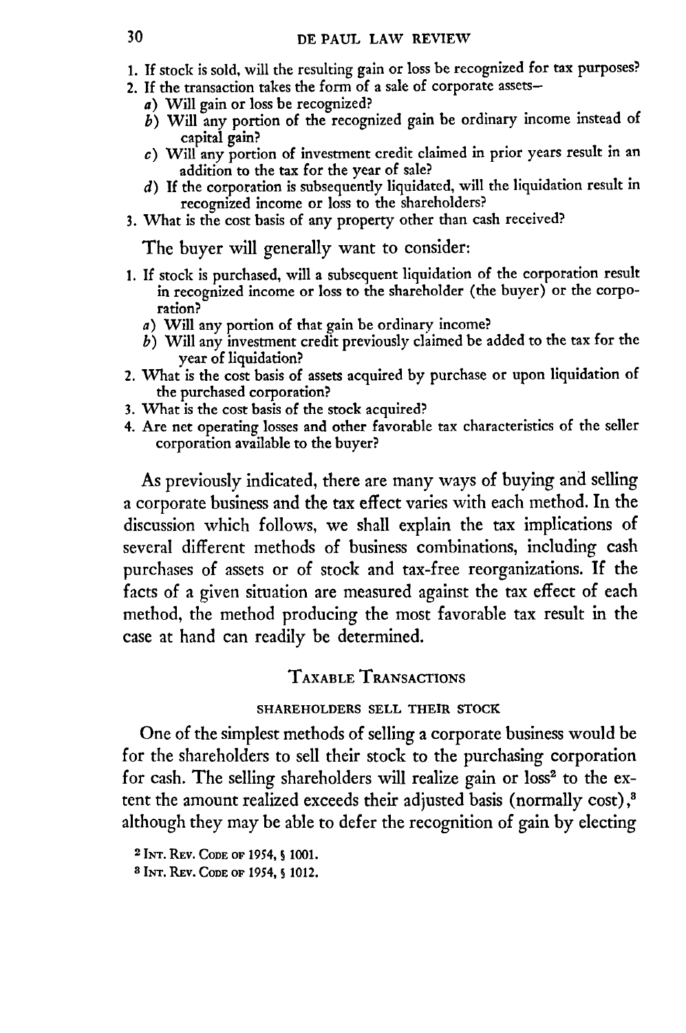1. If stock is sold, will the resulting gain or loss be recognized for tax purposes?
2. If the transaction takes the form of a sale of corporate assets—
   a) Will gain or loss be recognized?
   b) Will any portion of the recognized gain be ordinary income instead of capital gain?
   c) Will any portion of investment credit claimed in prior years result in an addition to the tax for the year of sale?
   d) If the corporation is subsequently liquidated, will the liquidation result in recognized income or loss to the shareholders?
3. What is the cost basis of any property other than cash received?

The buyer will generally want to consider:

1. If stock is purchased, will a subsequent liquidation of the corporation result in recognized income or loss to the shareholder (the buyer) or the corporation?
   a) Will any portion of that gain be ordinary income?
   b) Will any investment credit previously claimed be added to the tax for the year of liquidation?
2. What is the cost basis of assets acquired by purchase or upon liquidation of the purchased corporation?
3. What is the cost basis of the stock acquired?
4. Are net operating losses and other favorable tax characteristics of the seller corporation available to the buyer?

As previously indicated, there are many ways of buying and selling a corporate business and the tax effect varies with each method. In the discussion which follows, we shall explain the tax implications of several different methods of business combinations, including cash purchases of assets or of stock and tax-free reorganizations. If the facts of a given situation are measured against the tax effect of each method, the method producing the most favorable tax result in the case at hand can readily be determined.

## TAXABLE TRANSACTIONS

### SHAREHOLDERS SELL THEIR STOCK

One of the simplest methods of selling a corporate business would be for the shareholders to sell their stock to the purchasing corporation for cash. The selling shareholders will realize gain or loss[2] to the extent the amount realized exceeds their adjusted basis (normally cost),[3] although they may be able to defer the recognition of gain by electing

[2] INT. REV. CODE OF 1954, § 1001.

[3] INT. REV. CODE OF 1954, § 1012.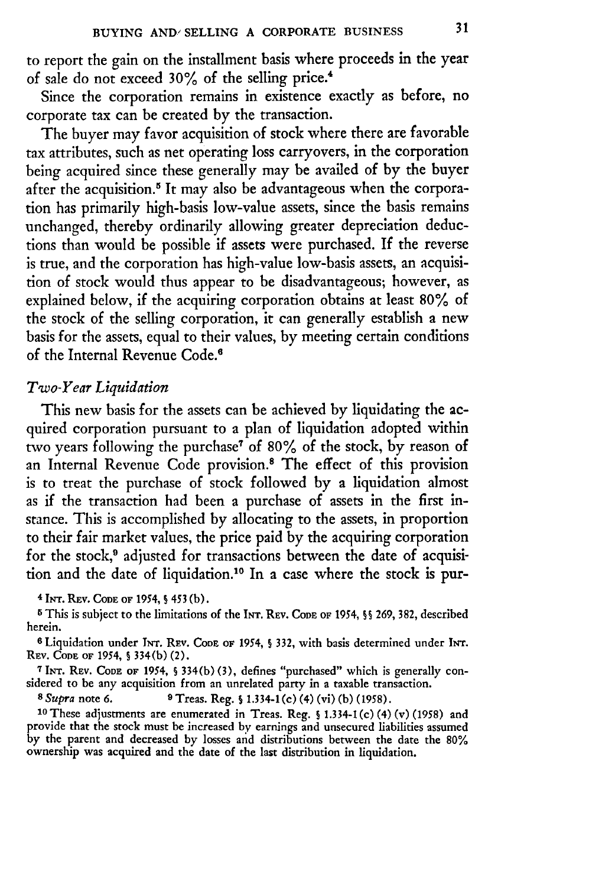to report the gain on the installment basis where proceeds in the year of sale do not exceed 30% of the selling price.[4]

Since the corporation remains in existence exactly as before, no corporate tax can be created by the transaction.

The buyer may favor acquisition of stock where there are favorable tax attributes, such as net operating loss carryovers, in the corporation being acquired since these generally may be availed of by the buyer after the acquisition.[5] It may also be advantageous when the corporation has primarily high-basis low-value assets, since the basis remains unchanged, thereby ordinarily allowing greater depreciation deductions than would be possible if assets were purchased. If the reverse is true, and the corporation has high-value low-basis assets, an acquisition of stock would thus appear to be disadvantageous; however, as explained below, if the acquiring corporation obtains at least 80% of the stock of the selling corporation, it can generally establish a new basis for the assets, equal to their values, by meeting certain conditions of the Internal Revenue Code.[6]

### *Two-Year Liquidation*

This new basis for the assets can be achieved by liquidating the acquired corporation pursuant to a plan of liquidation adopted within two years following the purchase[7] of 80% of the stock, by reason of an Internal Revenue Code provision.[8] The effect of this provision is to treat the purchase of stock followed by a liquidation almost as if the transaction had been a purchase of assets in the first instance. This is accomplished by allocating to the assets, in proportion to their fair market values, the price paid by the acquiring corporation for the stock,[9] adjusted for transactions between the date of acquisition and the date of liquidation.[10] In a case where the stock is pur-

---

[4] INT. REV. CODE OF 1954, § 453(b).

[5] This is subject to the limitations of the INT. REV. CODE OF 1954, §§ 269, 382, described herein.

[6] Liquidation under INT. REV. CODE OF 1954, § 332, with basis determined under INT. REV. CODE OF 1954, § 334(b)(2).

[7] INT. REV. CODE OF 1954, § 334(b)(3), defines "purchased" which is generally considered to be any acquisition from an unrelated party in a taxable transaction.

[8] *Supra* note 6.

[9] Treas. Reg. § 1.334-1(c)(4)(vi)(b) (1958).

[10] These adjustments are enumerated in Treas. Reg. § 1.334-1(c)(4)(v) (1958) and provide that the stock must be increased by earnings and unsecured liabilities assumed by the parent and decreased by losses and distributions between the date the 80% ownership was acquired and the date of the last distribution in liquidation.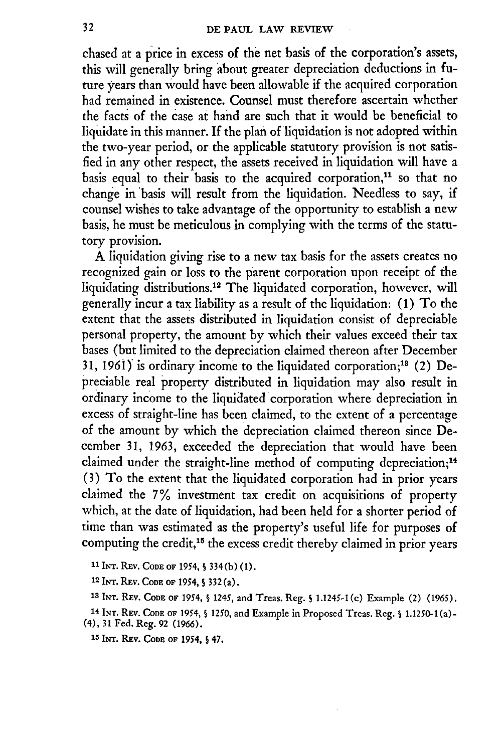chased at a price in excess of the net basis of the corporation's assets, this will generally bring about greater depreciation deductions in future years than would have been allowable if the acquired corporation had remained in existence. Counsel must therefore ascertain whether the facts of the case at hand are such that it would be beneficial to liquidate in this manner. If the plan of liquidation is not adopted within the two-year period, or the applicable statutory provision is not satisfied in any other respect, the assets received in liquidation will have a basis equal to their basis to the acquired corporation,[11] so that no change in basis will result from the liquidation. Needless to say, if counsel wishes to take advantage of the opportunity to establish a new basis, he must be meticulous in complying with the terms of the statutory provision.

A liquidation giving rise to a new tax basis for the assets creates no recognized gain or loss to the parent corporation upon receipt of the liquidating distributions.[12] The liquidated corporation, however, will generally incur a tax liability as a result of the liquidation: (1) To the extent that the assets distributed in liquidation consist of depreciable personal property, the amount by which their values exceed their tax bases (but limited to the depreciation claimed thereon after December 31, 1961) is ordinary income to the liquidated corporation;[13] (2) Depreciable real property distributed in liquidation may also result in ordinary income to the liquidated corporation where depreciation in excess of straight-line has been claimed, to the extent of a percentage of the amount by which the depreciation claimed thereon since December 31, 1963, exceeded the depreciation that would have been claimed under the straight-line method of computing depreciation;[14] (3) To the extent that the liquidated corporation had in prior years claimed the 7% investment tax credit on acquisitions of property which, at the date of liquidation, had been held for a shorter period of time than was estimated as the property's useful life for purposes of computing the credit,[15] the excess credit thereby claimed in prior years

[11] INT. REV. CODE OF 1954, § 334(b)(1).

[12] INT. REV. CODE OF 1954, § 332(a).

[13] INT. REV. CODE OF 1954, § 1245, and Treas. Reg. § 1.1245-1(c) Example (2) (1965).

[14] INT. REV. CODE OF 1954, § 1250, and Example in Proposed Treas. Reg. § 1.1250-1(a)-(4), 31 Fed. Reg. 92 (1966).

[15] INT. REV. CODE OF 1954, § 47.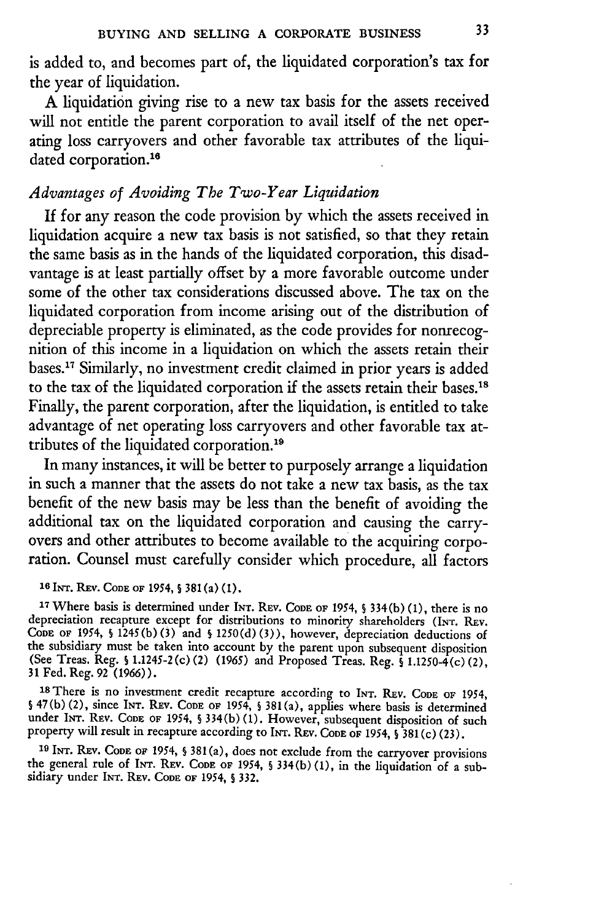is added to, and becomes part of, the liquidated corporation's tax for the year of liquidation.

A liquidation giving rise to a new tax basis for the assets received will not entitle the parent corporation to avail itself of the net operating loss carryovers and other favorable tax attributes of the liquidated corporation.[16]

### *Advantages of Avoiding The Two-Year Liquidation*

If for any reason the code provision by which the assets received in liquidation acquire a new tax basis is not satisfied, so that they retain the same basis as in the hands of the liquidated corporation, this disadvantage is at least partially offset by a more favorable outcome under some of the other tax considerations discussed above. The tax on the liquidated corporation from income arising out of the distribution of depreciable property is eliminated, as the code provides for nonrecognition of this income in a liquidation on which the assets retain their bases.[17] Similarly, no investment credit claimed in prior years is added to the tax of the liquidated corporation if the assets retain their bases.[18] Finally, the parent corporation, after the liquidation, is entitled to take advantage of net operating loss carryovers and other favorable tax attributes of the liquidated corporation.[19]

In many instances, it will be better to purposely arrange a liquidation in such a manner that the assets do not take a new tax basis, as the tax benefit of the new basis may be less than the benefit of avoiding the additional tax on the liquidated corporation and causing the carryovers and other attributes to become available to the acquiring corporation. Counsel must carefully consider which procedure, all factors

[16] INT. REV. CODE OF 1954, § 381(a)(1).

[17] Where basis is determined under INT. REV. CODE OF 1954, § 334(b)(1), there is no depreciation recapture except for distributions to minority shareholders (INT. REV. CODE OF 1954, § 1245(b)(3) and § 1250(d)(3)), however, depreciation deductions of the subsidiary must be taken into account by the parent upon subsequent disposition (See Treas. Reg. § 1.1245-2(c)(2) (1965) and Proposed Treas. Reg. § 1.1250-4(c)(2), 31 Fed. Reg. 92 (1966)).

[18] There is no investment credit recapture according to INT. REV. CODE OF 1954, § 47(b)(2), since INT. REV. CODE OF 1954, § 381(a), applies where basis is determined under INT. REV. CODE OF 1954, § 334(b)(1). However, subsequent disposition of such property will result in recapture according to INT. REV. CODE OF 1954, § 381(c)(23).

[19] INT. REV. CODE OF 1954, § 381(a), does not exclude from the carryover provisions the general rule of INT. REV. CODE OF 1954, § 334(b)(1), in the liquidation of a subsidiary under INT. REV. CODE OF 1954, § 332.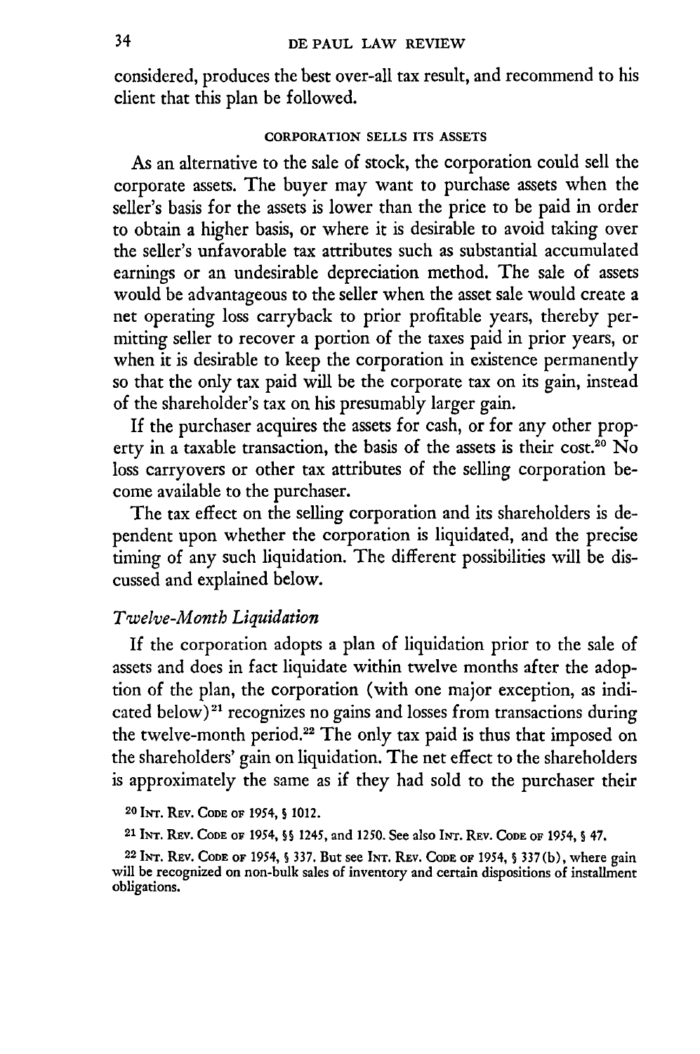considered, produces the best over-all tax result, and recommend to his client that this plan be followed.

## CORPORATION SELLS ITS ASSETS

As an alternative to the sale of stock, the corporation could sell the corporate assets. The buyer may want to purchase assets when the seller's basis for the assets is lower than the price to be paid in order to obtain a higher basis, or where it is desirable to avoid taking over the seller's unfavorable tax attributes such as substantial accumulated earnings or an undesirable depreciation method. The sale of assets would be advantageous to the seller when the asset sale would create a net operating loss carryback to prior profitable years, thereby permitting seller to recover a portion of the taxes paid in prior years, or when it is desirable to keep the corporation in existence permanently so that the only tax paid will be the corporate tax on its gain, instead of the shareholder's tax on his presumably larger gain.

If the purchaser acquires the assets for cash, or for any other property in a taxable transaction, the basis of the assets is their cost.[20] No loss carryovers or other tax attributes of the selling corporation become available to the purchaser.

The tax effect on the selling corporation and its shareholders is dependent upon whether the corporation is liquidated, and the precise timing of any such liquidation. The different possibilities will be discussed and explained below.

### *Twelve-Month Liquidation*

If the corporation adopts a plan of liquidation prior to the sale of assets and does in fact liquidate within twelve months after the adoption of the plan, the corporation (with one major exception, as indicated below)[21] recognizes no gains and losses from transactions during the twelve-month period.[22] The only tax paid is thus that imposed on the shareholders' gain on liquidation. The net effect to the shareholders is approximately the same as if they had sold to the purchaser their

---

[20] INT. REV. CODE OF 1954, § 1012.

[21] INT. REV. CODE OF 1954, §§ 1245, and 1250. See also INT. REV. CODE OF 1954, § 47.

[22] INT. REV. CODE OF 1954, § 337. But see INT. REV. CODE OF 1954, § 337(b), where gain will be recognized on non-bulk sales of inventory and certain dispositions of installment obligations.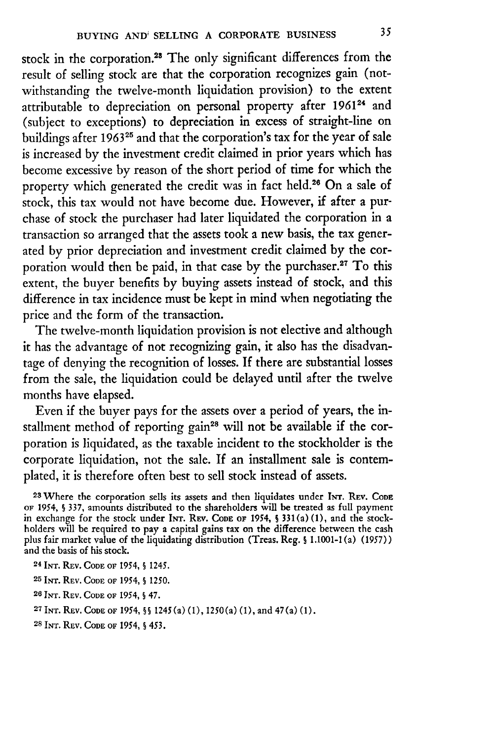stock in the corporation.[23] The only significant differences from the result of selling stock are that the corporation recognizes gain (notwithstanding the twelve-month liquidation provision) to the extent attributable to depreciation on personal property after 1961[24] and (subject to exceptions) to depreciation in excess of straight-line on buildings after 1963[25] and that the corporation's tax for the year of sale is increased by the investment credit claimed in prior years which has become excessive by reason of the short period of time for which the property which generated the credit was in fact held.[26] On a sale of stock, this tax would not have become due. However, if after a purchase of stock the purchaser had later liquidated the corporation in a transaction so arranged that the assets took a new basis, the tax generated by prior depreciation and investment credit claimed by the corporation would then be paid, in that case by the purchaser.[27] To this extent, the buyer benefits by buying assets instead of stock, and this difference in tax incidence must be kept in mind when negotiating the price and the form of the transaction.

The twelve-month liquidation provision is not elective and although it has the advantage of not recognizing gain, it also has the disadvantage of denying the recognition of losses. If there are substantial losses from the sale, the liquidation could be delayed until after the twelve months have elapsed.

Even if the buyer pays for the assets over a period of years, the installment method of reporting gain[28] will not be available if the corporation is liquidated, as the taxable incident to the stockholder is the corporate liquidation, not the sale. If an installment sale is contemplated, it is therefore often best to sell stock instead of assets.

[23] Where the corporation sells its assets and then liquidates under INT. REV. CODE OF 1954, § 337, amounts distributed to the shareholders will be treated as full payment in exchange for the stock under INT. REV. CODE OF 1954, § 331(a)(1), and the stockholders will be required to pay a capital gains tax on the difference between the cash plus fair market value of the liquidating distribution (Treas. Reg. § 1.1001-1(a) (1957)) and the basis of his stock.

[24] INT. REV. CODE OF 1954, § 1245.

[25] INT. REV. CODE OF 1954, § 1250.

[26] INT. REV. CODE OF 1954, § 47.

[27] INT. REV. CODE OF 1954, §§ 1245(a)(1), 1250(a)(1), and 47(a)(1).

[28] INT. REV. CODE OF 1954, § 453.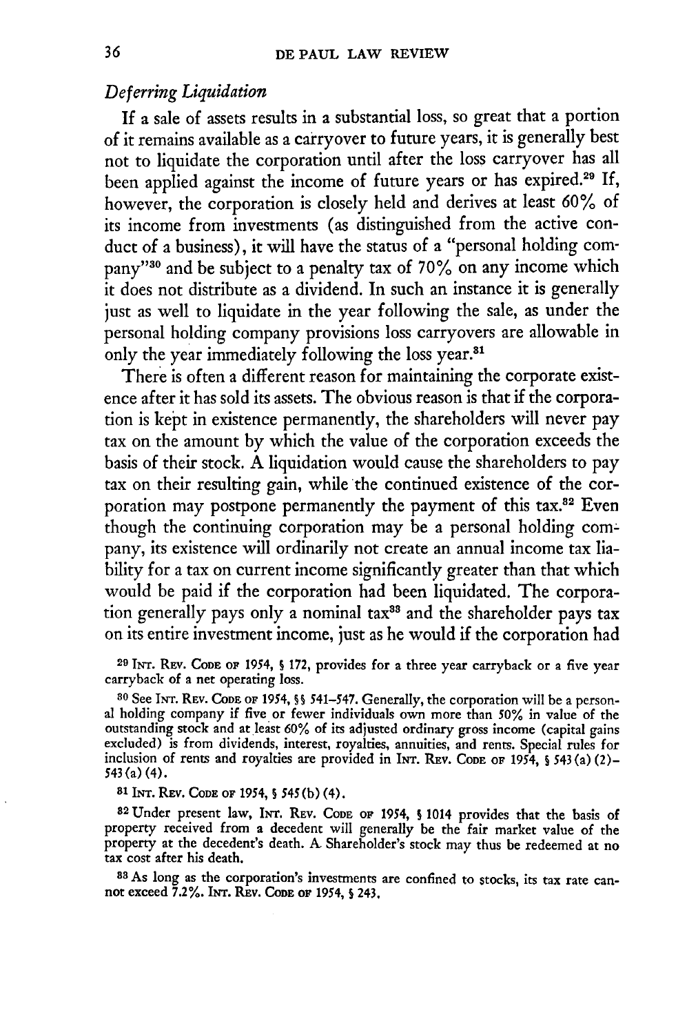### *Deferring Liquidation*

If a sale of assets results in a substantial loss, so great that a portion of it remains available as a carryover to future years, it is generally best not to liquidate the corporation until after the loss carryover has all been applied against the income of future years or has expired.[29] If, however, the corporation is closely held and derives at least 60% of its income from investments (as distinguished from the active conduct of a business), it will have the status of a "personal holding company"[30] and be subject to a penalty tax of 70% on any income which it does not distribute as a dividend. In such an instance it is generally just as well to liquidate in the year following the sale, as under the personal holding company provisions loss carryovers are allowable in only the year immediately following the loss year.[31]

There is often a different reason for maintaining the corporate existence after it has sold its assets. The obvious reason is that if the corporation is kept in existence permanently, the shareholders will never pay tax on the amount by which the value of the corporation exceeds the basis of their stock. A liquidation would cause the shareholders to pay tax on their resulting gain, while the continued existence of the corporation may postpone permanently the payment of this tax.[32] Even though the continuing corporation may be a personal holding company, its existence will ordinarily not create an annual income tax liability for a tax on current income significantly greater than that which would be paid if the corporation had been liquidated. The corporation generally pays only a nominal tax[33] and the shareholder pays tax on its entire investment income, just as he would if the corporation had

[29] INT. REV. CODE OF 1954, § 172, provides for a three year carryback or a five year carryback of a net operating loss.

[30] See INT. REV. CODE OF 1954, §§ 541–547. Generally, the corporation will be a personal holding company if five or fewer individuals own more than 50% in value of the outstanding stock and at least 60% of its adjusted ordinary gross income (capital gains excluded) is from dividends, interest, royalties, annuities, and rents. Special rules for inclusion of rents and royalties are provided in INT. REV. CODE OF 1954, § 543(a)(2)–543(a)(4).

[31] INT. REV. CODE OF 1954, § 545(b)(4).

[32] Under present law, INT. REV. CODE OF 1954, § 1014 provides that the basis of property received from a decedent will generally be the fair market value of the property at the decedent's death. A Shareholder's stock may thus be redeemed at no tax cost after his death.

[33] As long as the corporation's investments are confined to stocks, its tax rate cannot exceed 7.2%. INT. REV. CODE OF 1954, § 243.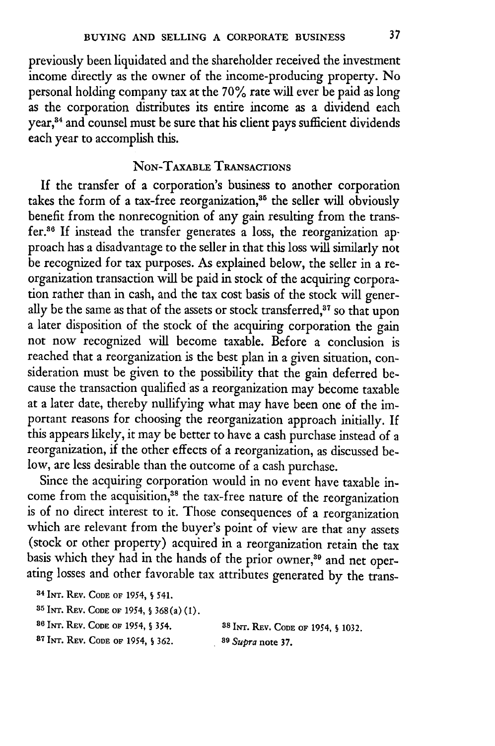previously been liquidated and the shareholder received the investment income directly as the owner of the income-producing property. No personal holding company tax at the 70% rate will ever be paid as long as the corporation distributes its entire income as a dividend each year,[34] and counsel must be sure that his client pays sufficient dividends each year to accomplish this.

## NON-TAXABLE TRANSACTIONS

If the transfer of a corporation's business to another corporation takes the form of a tax-free reorganization,[35] the seller will obviously benefit from the nonrecognition of any gain resulting from the transfer.[36] If instead the transfer generates a loss, the reorganization approach has a disadvantage to the seller in that this loss will similarly not be recognized for tax purposes. As explained below, the seller in a reorganization transaction will be paid in stock of the acquiring corporation rather than in cash, and the tax cost basis of the stock will generally be the same as that of the assets or stock transferred,[37] so that upon a later disposition of the stock of the acquiring corporation the gain not now recognized will become taxable. Before a conclusion is reached that a reorganization is the best plan in a given situation, consideration must be given to the possibility that the gain deferred because the transaction qualified as a reorganization may become taxable at a later date, thereby nullifying what may have been one of the important reasons for choosing the reorganization approach initially. If this appears likely, it may be better to have a cash purchase instead of a reorganization, if the other effects of a reorganization, as discussed below, are less desirable than the outcome of a cash purchase.

Since the acquiring corporation would in no event have taxable income from the acquisition,[38] the tax-free nature of the reorganization is of no direct interest to it. Those consequences of a reorganization which are relevant from the buyer's point of view are that any assets (stock or other property) acquired in a reorganization retain the tax basis which they had in the hands of the prior owner,[39] and net operating losses and other favorable tax attributes generated by the trans-

---

[34] INT. REV. CODE OF 1954, § 541.

[35] INT. REV. CODE OF 1954, § 368(a)(1).

[36] INT. REV. CODE OF 1954, § 354.

[37] INT. REV. CODE OF 1954, § 362.

[38] INT. REV. CODE OF 1954, § 1032.

[39] *Supra* note 37.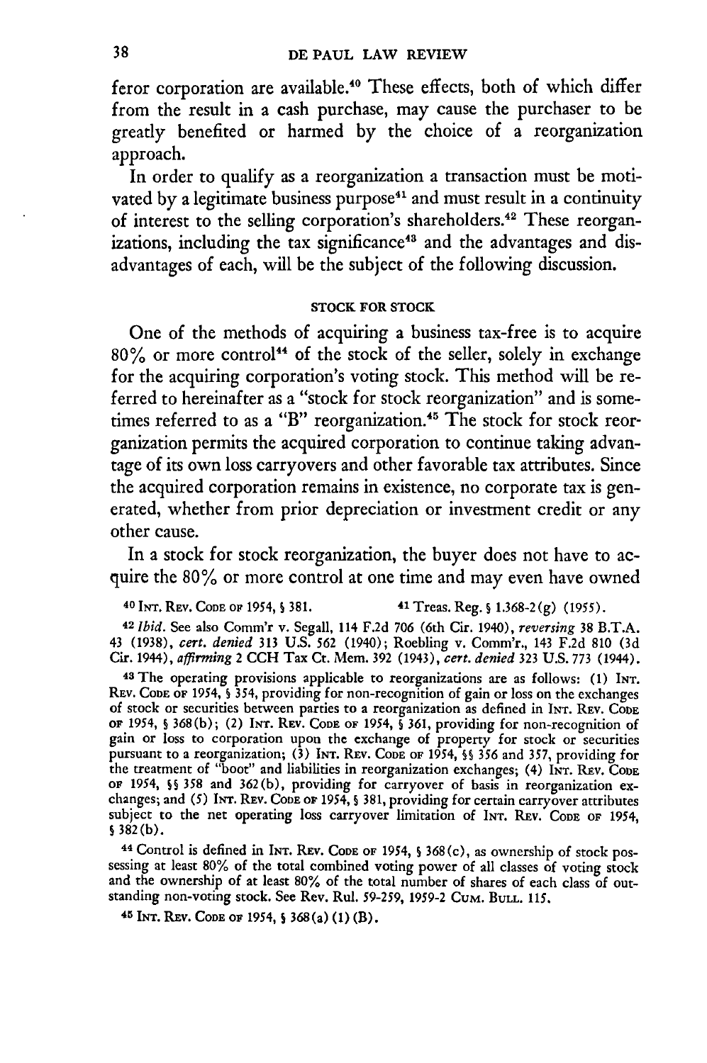feror corporation are available.[40] These effects, both of which differ from the result in a cash purchase, may cause the purchaser to be greatly benefited or harmed by the choice of a reorganization approach.

In order to qualify as a reorganization a transaction must be motivated by a legitimate business purpose[41] and must result in a continuity of interest to the selling corporation's shareholders.[42] These reorganizations, including the tax significance[43] and the advantages and disadvantages of each, will be the subject of the following discussion.

## STOCK FOR STOCK

One of the methods of acquiring a business tax-free is to acquire 80% or more control[44] of the stock of the seller, solely in exchange for the acquiring corporation's voting stock. This method will be referred to hereinafter as a "stock for stock reorganization" and is sometimes referred to as a "B" reorganization.[45] The stock for stock reorganization permits the acquired corporation to continue taking advantage of its own loss carryovers and other favorable tax attributes. Since the acquired corporation remains in existence, no corporate tax is generated, whether from prior depreciation or investment credit or any other cause.

In a stock for stock reorganization, the buyer does not have to acquire the 80% or more control at one time and may even have owned

---

[40] INT. REV. CODE OF 1954, § 381.

[41] Treas. Reg. § 1.368-2(g) (1955).

[42] *Ibid.* See also Comm'r v. Segall, 114 F.2d 706 (6th Cir. 1940), *reversing* 38 B.T.A. 43 (1938), *cert. denied* 313 U.S. 562 (1940); Roebling v. Comm'r., 143 F.2d 810 (3d Cir. 1944), *affirming* 2 CCH Tax Ct. Mem. 392 (1943), *cert. denied* 323 U.S. 773 (1944).

[43] The operating provisions applicable to reorganizations are as follows: (1) INT. REV. CODE OF 1954, § 354, providing for non-recognition of gain or loss on the exchanges of stock or securities between parties to a reorganization as defined in INT. REV. CODE OF 1954, § 368(b); (2) INT. REV. CODE OF 1954, § 361, providing for non-recognition of gain or loss to corporation upon the exchange of property for stock or securities pursuant to a reorganization; (3) INT. REV. CODE OF 1954, §§ 356 and 357, providing for the treatment of "boot" and liabilities in reorganization exchanges; (4) INT. REV. CODE OF 1954, §§ 358 and 362(b), providing for carryover of basis in reorganization exchanges; and (5) INT. REV. CODE OF 1954, § 381, providing for certain carryover attributes subject to the net operating loss carryover limitation of INT. REV. CODE OF 1954, § 382(b).

[44] Control is defined in INT. REV. CODE OF 1954, § 368(c), as ownership of stock possessing at least 80% of the total combined voting power of all classes of voting stock and the ownership of at least 80% of the total number of shares of each class of outstanding non-voting stock. See Rev. Rul. 59-259, 1959-2 CUM. BULL. 115.

[45] INT. REV. CODE OF 1954, § 368(a)(1)(B).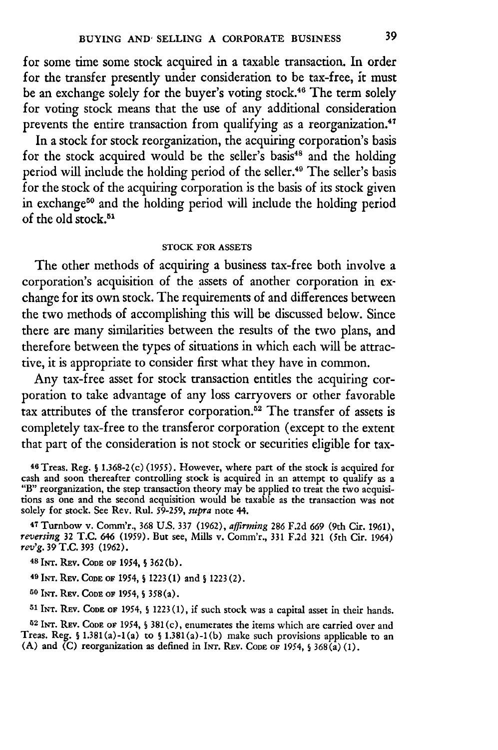for some time some stock acquired in a taxable transaction. In order for the transfer presently under consideration to be tax-free, it must be an exchange solely for the buyer's voting stock.[46] The term solely for voting stock means that the use of any additional consideration prevents the entire transaction from qualifying as a reorganization.[47]

In a stock for stock reorganization, the acquiring corporation's basis for the stock acquired would be the seller's basis[48] and the holding period will include the holding period of the seller.[49] The seller's basis for the stock of the acquiring corporation is the basis of its stock given in exchange[50] and the holding period will include the holding period of the old stock.[51]

## STOCK FOR ASSETS

The other methods of acquiring a business tax-free both involve a corporation's acquisition of the assets of another corporation in exchange for its own stock. The requirements of and differences between the two methods of accomplishing this will be discussed below. Since there are many similarities between the results of the two plans, and therefore between the types of situations in which each will be attractive, it is appropriate to consider first what they have in common.

Any tax-free asset for stock transaction entitles the acquiring corporation to take advantage of any loss carryovers or other favorable tax attributes of the transferor corporation.[52] The transfer of assets is completely tax-free to the transferor corporation (except to the extent that part of the consideration is not stock or securities eligible for tax-

---

46 Treas. Reg. § 1.368-2(c) (1955). However, where part of the stock is acquired for cash and soon thereafter controlling stock is acquired in an attempt to qualify as a "B" reorganization, the step transaction theory may be applied to treat the two acquisitions as one and the second acquisition would be taxable as the transaction was not solely for stock. See Rev. Rul. 59-259, *supra* note 44.

47 Turnbow v. Comm'r., 368 U.S. 337 (1962), *affirming* 286 F.2d 669 (9th Cir. 1961), *reversing* 32 T.C. 646 (1959). But see, Mills v. Comm'r., 331 F.2d 321 (5th Cir. 1964) *rev'g.* 39 T.C. 393 (1962).

48 INT. REV. CODE OF 1954, § 362(b).

49 INT. REV. CODE OF 1954, § 1223(1) and § 1223(2).

50 INT. REV. CODE OF 1954, § 358(a).

51 INT. REV. CODE OF 1954, § 1223(1), if such stock was a capital asset in their hands.

52 INT. REV. CODE OF 1954, § 381(c), enumerates the items which are carried over and Treas. Reg. § 1.381(a)-1(a) to § 1.381(a)-1(b) make such provisions applicable to an (A) and (C) reorganization as defined in INT. REV. CODE OF 1954, § 368(a)(1).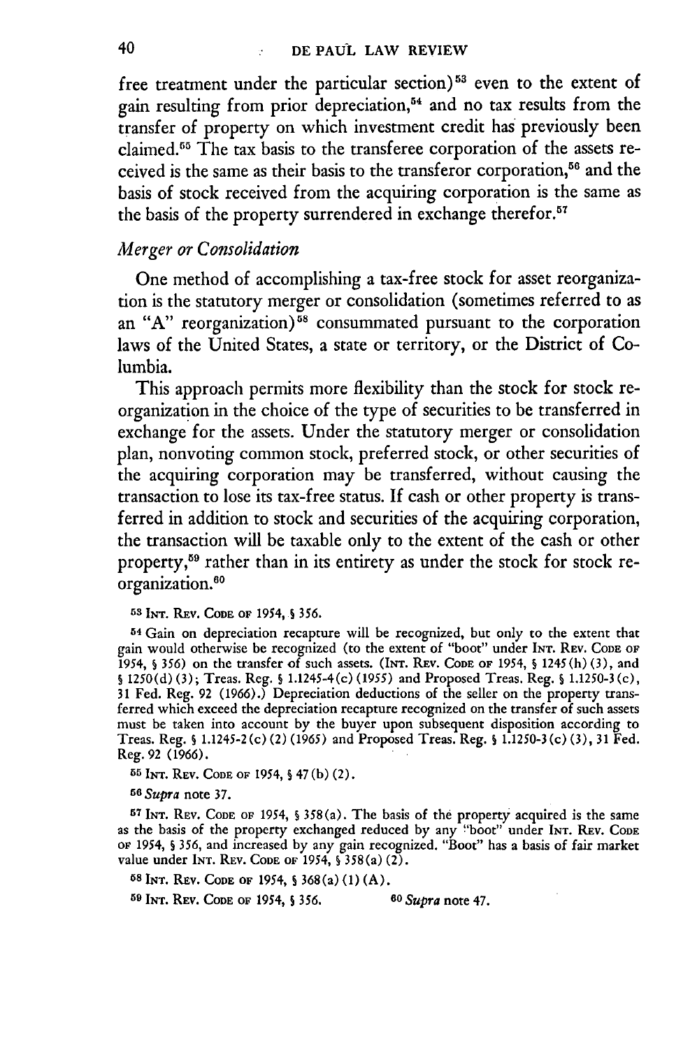free treatment under the particular section)[53] even to the extent of gain resulting from prior depreciation,[54] and no tax results from the transfer of property on which investment credit has previously been claimed.[55] The tax basis to the transferee corporation of the assets received is the same as their basis to the transferor corporation,[56] and the basis of stock received from the acquiring corporation is the same as the basis of the property surrendered in exchange therefor.[57]

### *Merger or Consolidation*

One method of accomplishing a tax-free stock for asset reorganization is the statutory merger or consolidation (sometimes referred to as an "A" reorganization)[58] consummated pursuant to the corporation laws of the United States, a state or territory, or the District of Columbia.

This approach permits more flexibility than the stock for stock reorganization in the choice of the type of securities to be transferred in exchange for the assets. Under the statutory merger or consolidation plan, nonvoting common stock, preferred stock, or other securities of the acquiring corporation may be transferred, without causing the transaction to lose its tax-free status. If cash or other property is transferred in addition to stock and securities of the acquiring corporation, the transaction will be taxable only to the extent of the cash or other property,[59] rather than in its entirety as under the stock for stock reorganization.[60]

---

[53] INT. REV. CODE OF 1954, § 356.

[54] Gain on depreciation recapture will be recognized, but only to the extent that gain would otherwise be recognized (to the extent of "boot" under INT. REV. CODE OF 1954, § 356) on the transfer of such assets. (INT. REV. CODE OF 1954, § 1245(h)(3), and § 1250(d)(3); Treas. Reg. § 1.1245-4(c) (1955) and Proposed Treas. Reg. § 1.1250-3(c), 31 Fed. Reg. 92 (1966).) Depreciation deductions of the seller on the property transferred which exceed the depreciation recapture recognized on the transfer of such assets must be taken into account by the buyer upon subsequent disposition according to Treas. Reg. § 1.1245-2(c)(2) (1965) and Proposed Treas. Reg. § 1.1250-3(c)(3), 31 Fed. Reg. 92 (1966).

[55] INT. REV. CODE OF 1954, § 47(b)(2).

[56] *Supra* note 37.

[57] INT. REV. CODE OF 1954, § 358(a). The basis of the property acquired is the same as the basis of the property exchanged reduced by any "boot" under INT. REV. CODE OF 1954, § 356, and increased by any gain recognized. "Boot" has a basis of fair market value under INT. REV. CODE OF 1954, § 358(a)(2).

[58] INT. REV. CODE OF 1954, § 368(a)(1)(A).

[59] INT. REV. CODE OF 1954, § 356.

[60] *Supra* note 47.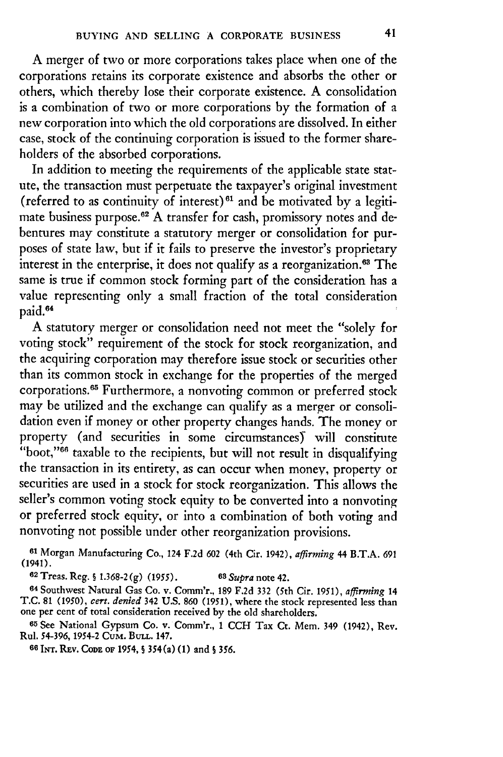A merger of two or more corporations takes place when one of the corporations retains its corporate existence and absorbs the other or others, which thereby lose their corporate existence. A consolidation is a combination of two or more corporations by the formation of a new corporation into which the old corporations are dissolved. In either case, stock of the continuing corporation is issued to the former shareholders of the absorbed corporations.

In addition to meeting the requirements of the applicable state statute, the transaction must perpetuate the taxpayer's original investment (referred to as continuity of interest)[61] and be motivated by a legitimate business purpose.[62] A transfer for cash, promissory notes and debentures may constitute a statutory merger or consolidation for purposes of state law, but if it fails to preserve the investor's proprietary interest in the enterprise, it does not qualify as a reorganization.[63] The same is true if common stock forming part of the consideration has a value representing only a small fraction of the total consideration paid.[64]

A statutory merger or consolidation need not meet the "solely for voting stock" requirement of the stock for stock reorganization, and the acquiring corporation may therefore issue stock or securities other than its common stock in exchange for the properties of the merged corporations.[65] Furthermore, a nonvoting common or preferred stock may be utilized and the exchange can qualify as a merger or consolidation even if money or other property changes hands. The money or property (and securities in some circumstances) will constitute "boot,"[66] taxable to the recipients, but will not result in disqualifying the transaction in its entirety, as can occur when money, property or securities are used in a stock for stock reorganization. This allows the seller's common voting stock equity to be converted into a nonvoting or preferred stock equity, or into a combination of both voting and nonvoting not possible under other reorganization provisions.

[61] Morgan Manufacturing Co., 124 F.2d 602 (4th Cir. 1942), *affirming* 44 B.T.A. 691 (1941).

[62] Treas. Reg. § 1.368-2(g) (1955).

[63] *Supra* note 42.

[64] Southwest Natural Gas Co. v. Comm'r., 189 F.2d 332 (5th Cir. 1951), *affirming* 14 T.C. 81 (1950), *cert. denied* 342 U.S. 860 (1951), where the stock represented less than one per cent of total consideration received by the old shareholders.

[65] See National Gypsum Co. v. Comm'r., 1 CCH Tax Ct. Mem. 349 (1942), Rev. Rul. 54-396, 1954-2 Cum. Bull. 147.

[66] Int. Rev. Code of 1954, § 354(a)(1) and § 356.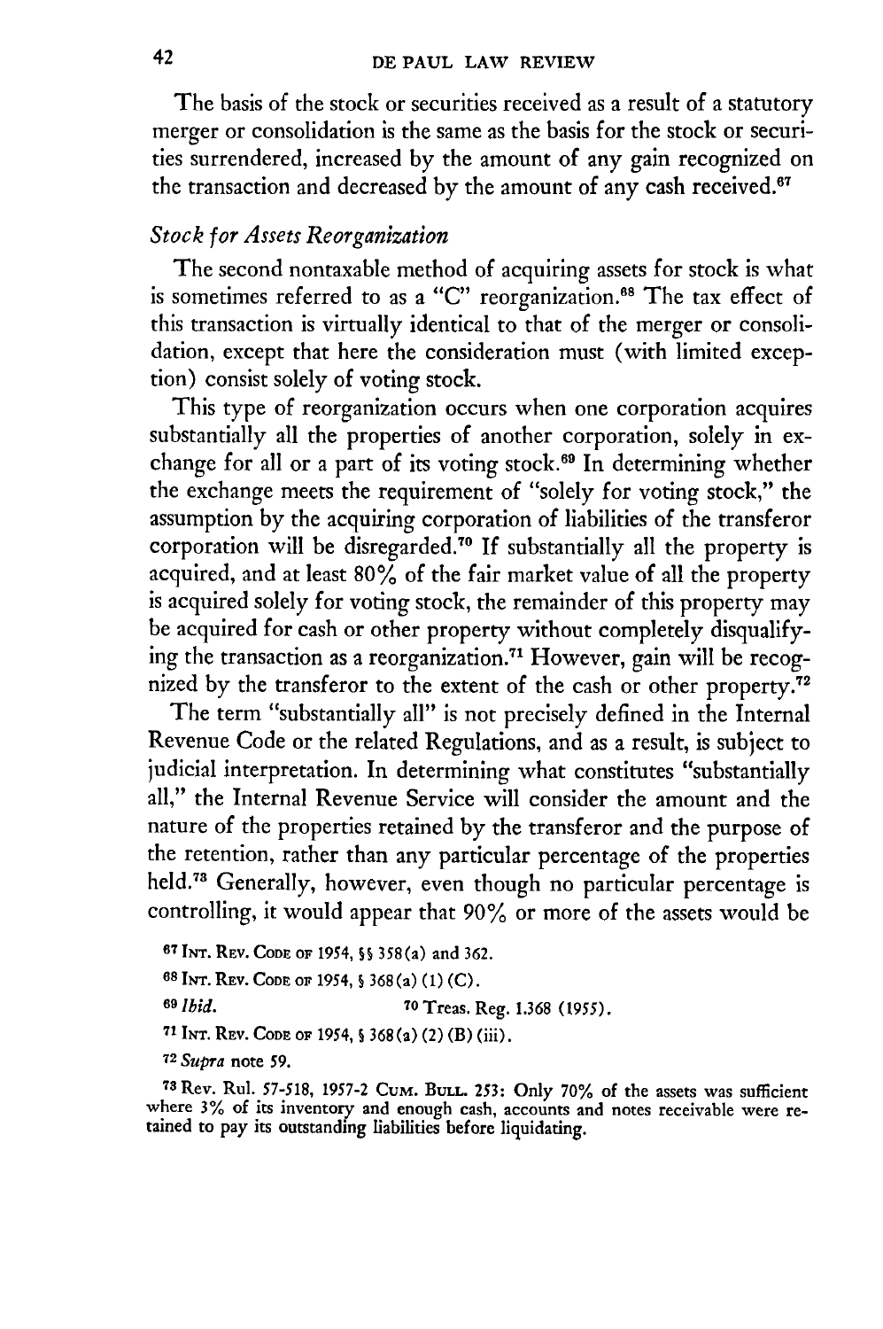The basis of the stock or securities received as a result of a statutory merger or consolidation is the same as the basis for the stock or securities surrendered, increased by the amount of any gain recognized on the transaction and decreased by the amount of any cash received.[67]

*Stock for Assets Reorganization*

The second nontaxable method of acquiring assets for stock is what is sometimes referred to as a "C" reorganization.[68] The tax effect of this transaction is virtually identical to that of the merger or consolidation, except that here the consideration must (with limited exception) consist solely of voting stock.

This type of reorganization occurs when one corporation acquires substantially all the properties of another corporation, solely in exchange for all or a part of its voting stock.[69] In determining whether the exchange meets the requirement of "solely for voting stock," the assumption by the acquiring corporation of liabilities of the transferor corporation will be disregarded.[70] If substantially all the property is acquired, and at least 80% of the fair market value of all the property is acquired solely for voting stock, the remainder of this property may be acquired for cash or other property without completely disqualifying the transaction as a reorganization.[71] However, gain will be recognized by the transferor to the extent of the cash or other property.[72]

The term "substantially all" is not precisely defined in the Internal Revenue Code or the related Regulations, and as a result, is subject to judicial interpretation. In determining what constitutes "substantially all," the Internal Revenue Service will consider the amount and the nature of the properties retained by the transferor and the purpose of the retention, rather than any particular percentage of the properties held.[73] Generally, however, even though no particular percentage is controlling, it would appear that 90% or more of the assets would be

---

[67] INT. REV. CODE OF 1954, §§ 358(a) and 362.

[68] INT. REV. CODE OF 1954, § 368(a)(1)(C).

[69] *Ibid.*

[70] Treas. Reg. 1.368 (1955).

[71] INT. REV. CODE OF 1954, § 368(a)(2)(B)(iii).

[72] *Supra* note 59.

[73] Rev. Rul. 57-518, 1957-2 CUM. BULL. 253: Only 70% of the assets was sufficient where 3% of its inventory and enough cash, accounts and notes receivable were retained to pay its outstanding liabilities before liquidating.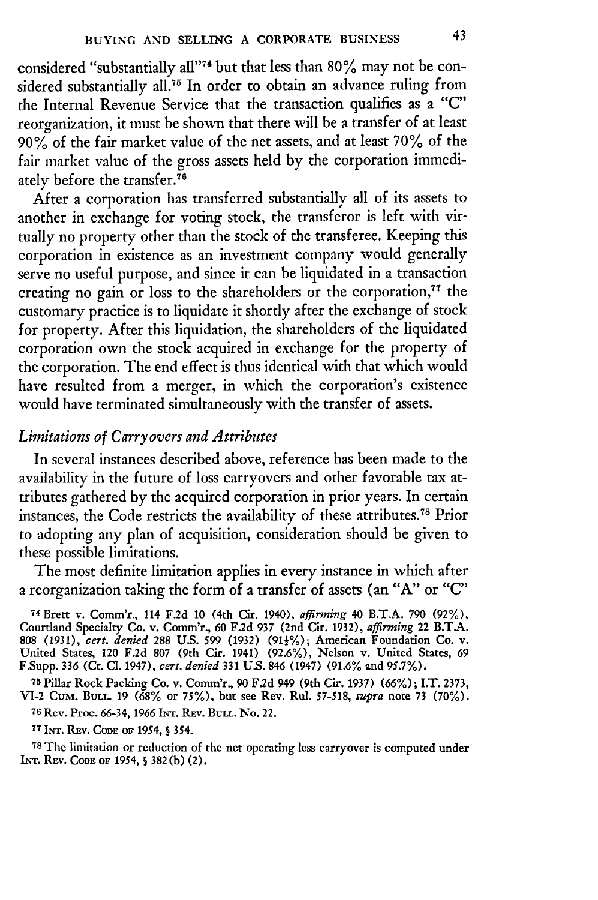considered "substantially all"[74] but that less than 80% may not be considered substantially all.[75] In order to obtain an advance ruling from the Internal Revenue Service that the transaction qualifies as a "C" reorganization, it must be shown that there will be a transfer of at least 90% of the fair market value of the net assets, and at least 70% of the fair market value of the gross assets held by the corporation immediately before the transfer.[76]

After a corporation has transferred substantially all of its assets to another in exchange for voting stock, the transferor is left with virtually no property other than the stock of the transferee. Keeping this corporation in existence as an investment company would generally serve no useful purpose, and since it can be liquidated in a transaction creating no gain or loss to the shareholders or the corporation,[77] the customary practice is to liquidate it shortly after the exchange of stock for property. After this liquidation, the shareholders of the liquidated corporation own the stock acquired in exchange for the property of the corporation. The end effect is thus identical with that which would have resulted from a merger, in which the corporation's existence would have terminated simultaneously with the transfer of assets.

### *Limitations of Carryovers and Attributes*

In several instances described above, reference has been made to the availability in the future of loss carryovers and other favorable tax attributes gathered by the acquired corporation in prior years. In certain instances, the Code restricts the availability of these attributes.[78] Prior to adopting any plan of acquisition, consideration should be given to these possible limitations.

The most definite limitation applies in every instance in which after a reorganization taking the form of a transfer of assets (an "A" or "C"

---

[74] Brett v. Comm'r., 114 F.2d 10 (4th Cir. 1940), *affirming* 40 B.T.A. 790 (92%), Courtland Specialty Co. v. Comm'r., 60 F.2d 937 (2nd Cir. 1932), *affirming* 22 B.T.A. 808 (1931), *cert. denied* 288 U.S. 599 (1932) (91½%); American Foundation Co. v. United States, 120 F.2d 807 (9th Cir. 1941) (92.6%), Nelson v. United States, 69 F.Supp. 336 (Ct. Cl. 1947), *cert. denied* 331 U.S. 846 (1947) (91.6% and 95.7%).

[75] Pillar Rock Packing Co. v. Comm'r., 90 F.2d 949 (9th Cir. 1937) (66%); I.T. 2373, VI-2 CUM. BULL. 19 (68% or 75%), but see Rev. Rul. 57-518, *supra* note 73 (70%).

[76] Rev. Proc. 66-34, 1966 INT. REV. BULL. No. 22.

[77] INT. REV. CODE OF 1954, § 354.

[78] The limitation or reduction of the net operating less carryover is computed under INT. REV. CODE OF 1954, § 382(b)(2).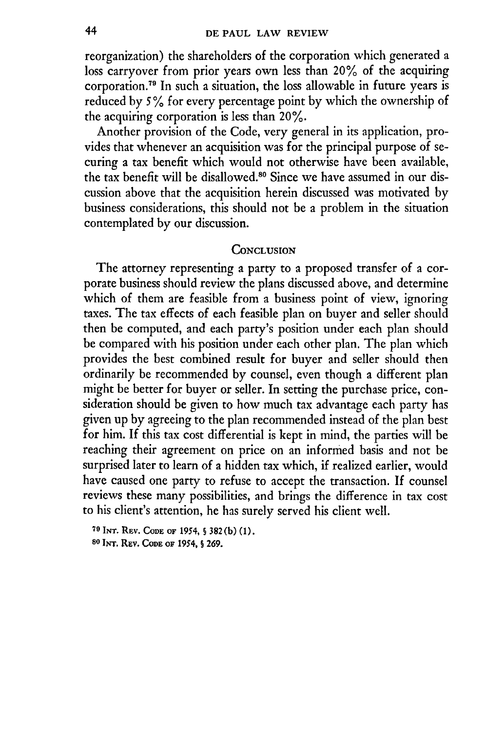reorganization) the shareholders of the corporation which generated a loss carryover from prior years own less than 20% of the acquiring corporation.[79] In such a situation, the loss allowable in future years is reduced by 5% for every percentage point by which the ownership of the acquiring corporation is less than 20%.

Another provision of the Code, very general in its application, provides that whenever an acquisition was for the principal purpose of securing a tax benefit which would not otherwise have been available, the tax benefit will be disallowed.[80] Since we have assumed in our discussion above that the acquisition herein discussed was motivated by business considerations, this should not be a problem in the situation contemplated by our discussion.

## Conclusion

The attorney representing a party to a proposed transfer of a corporate business should review the plans discussed above, and determine which of them are feasible from a business point of view, ignoring taxes. The tax effects of each feasible plan on buyer and seller should then be computed, and each party's position under each plan should be compared with his position under each other plan. The plan which provides the best combined result for buyer and seller should then ordinarily be recommended by counsel, even though a different plan might be better for buyer or seller. In setting the purchase price, consideration should be given to how much tax advantage each party has given up by agreeing to the plan recommended instead of the plan best for him. If this tax cost differential is kept in mind, the parties will be reaching their agreement on price on an informed basis and not be surprised later to learn of a hidden tax which, if realized earlier, would have caused one party to refuse to accept the transaction. If counsel reviews these many possibilities, and brings the difference in tax cost to his client's attention, he has surely served his client well.

[79] Int. Rev. Code of 1954, § 382(b)(1).

[80] Int. Rev. Code of 1954, § 269.